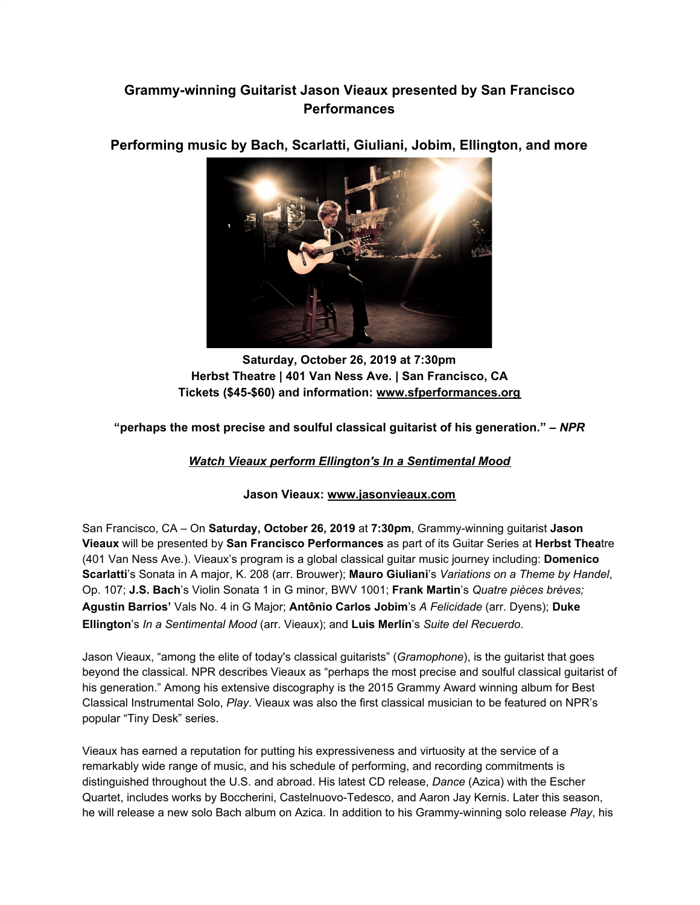# Grammy-winning Guitarist Jason Vieaux presented by San Francisco Performances

## Performing music by Bach, Scarlatti, Giuliani, Jobim, Ellington, and more

**Saturday, October 26, 2019 at 7:30pm**
**Herbst Theatre | 401 Van Ness Ave. | San Francisco, CA**
**Tickets ($45-$60) and information: www.sfperformances.org**

**"perhaps the most precise and soulful classical guitarist of his generation." – *NPR***

***Watch Vieaux perform Ellington's In a Sentimental Mood***

**Jason Vieaux: www.jasonvieaux.com**

San Francisco, CA – On **Saturday, October 26, 2019** at **7:30pm**, Grammy-winning guitarist **Jason Vieaux** will be presented by **San Francisco Performances** as part of its Guitar Series at **Herbst Thea**tre (401 Van Ness Ave.). Vieaux's program is a global classical guitar music journey including: **Domenico Scarlatti**'s Sonata in A major, K. 208 (arr. Brouwer); **Mauro Giuliani**'s *Variations on a Theme by Handel*, Op. 107; **J.S. Bach**'s Violin Sonata 1 in G minor, BWV 1001; **Frank Martin**'s *Quatre pièces brèves;* **Agustin Barrios'** Vals No. 4 in G Major; **Antônio Carlos Jobim**'s *A Felicidade* (arr. Dyens); **Duke Ellington**'s *In a Sentimental Mood* (arr. Vieaux); and **Luis Merlín**'s *Suite del Recuerdo*.

Jason Vieaux, "among the elite of today's classical guitarists" (*Gramophone*), is the guitarist that goes beyond the classical. NPR describes Vieaux as "perhaps the most precise and soulful classical guitarist of his generation." Among his extensive discography is the 2015 Grammy Award winning album for Best Classical Instrumental Solo, *Play*. Vieaux was also the first classical musician to be featured on NPR's popular "Tiny Desk" series.

Vieaux has earned a reputation for putting his expressiveness and virtuosity at the service of a remarkably wide range of music, and his schedule of performing, and recording commitments is distinguished throughout the U.S. and abroad. His latest CD release, *Dance* (Azica) with the Escher Quartet, includes works by Boccherini, Castelnuovo-Tedesco, and Aaron Jay Kernis. Later this season, he will release a new solo Bach album on Azica. In addition to his Grammy-winning solo release *Play*, his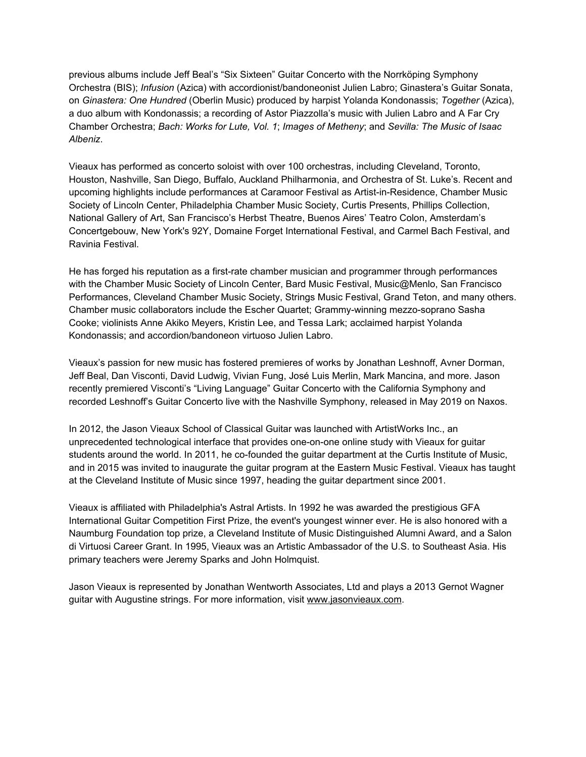previous albums include Jeff Beal's "Six Sixteen" Guitar Concerto with the Norrköping Symphony Orchestra (BIS); *Infusion* (Azica) with accordionist/bandoneonist Julien Labro; Ginastera's Guitar Sonata, on *Ginastera: One Hundred* (Oberlin Music) produced by harpist Yolanda Kondonassis; *Together* (Azica), a duo album with Kondonassis; a recording of Astor Piazzolla's music with Julien Labro and A Far Cry Chamber Orchestra; *Bach: Works for Lute, Vol. 1*; *Images of Metheny*; and *Sevilla: The Music of Isaac Albeniz*.

Vieaux has performed as concerto soloist with over 100 orchestras, including Cleveland, Toronto, Houston, Nashville, San Diego, Buffalo, Auckland Philharmonia, and Orchestra of St. Luke's. Recent and upcoming highlights include performances at Caramoor Festival as Artist-in-Residence, Chamber Music Society of Lincoln Center, Philadelphia Chamber Music Society, Curtis Presents, Phillips Collection, National Gallery of Art, San Francisco's Herbst Theatre, Buenos Aires' Teatro Colon, Amsterdam's Concertgebouw, New York's 92Y, Domaine Forget International Festival, and Carmel Bach Festival, and Ravinia Festival.

He has forged his reputation as a first-rate chamber musician and programmer through performances with the Chamber Music Society of Lincoln Center, Bard Music Festival, Music@Menlo, San Francisco Performances, Cleveland Chamber Music Society, Strings Music Festival, Grand Teton, and many others. Chamber music collaborators include the Escher Quartet; Grammy-winning mezzo-soprano Sasha Cooke; violinists Anne Akiko Meyers, Kristin Lee, and Tessa Lark; acclaimed harpist Yolanda Kondonassis; and accordion/bandoneon virtuoso Julien Labro.

Vieaux's passion for new music has fostered premieres of works by Jonathan Leshnoff, Avner Dorman, Jeff Beal, Dan Visconti, David Ludwig, Vivian Fung, José Luis Merlin, Mark Mancina, and more. Jason recently premiered Visconti's "Living Language" Guitar Concerto with the California Symphony and recorded Leshnoff's Guitar Concerto live with the Nashville Symphony, released in May 2019 on Naxos.

In 2012, the Jason Vieaux School of Classical Guitar was launched with ArtistWorks Inc., an unprecedented technological interface that provides one-on-one online study with Vieaux for guitar students around the world. In 2011, he co-founded the guitar department at the Curtis Institute of Music, and in 2015 was invited to inaugurate the guitar program at the Eastern Music Festival. Vieaux has taught at the Cleveland Institute of Music since 1997, heading the guitar department since 2001.

Vieaux is affiliated with Philadelphia's Astral Artists. In 1992 he was awarded the prestigious GFA International Guitar Competition First Prize, the event's youngest winner ever. He is also honored with a Naumburg Foundation top prize, a Cleveland Institute of Music Distinguished Alumni Award, and a Salon di Virtuosi Career Grant. In 1995, Vieaux was an Artistic Ambassador of the U.S. to Southeast Asia. His primary teachers were Jeremy Sparks and John Holmquist.

Jason Vieaux is represented by Jonathan Wentworth Associates, Ltd and plays a 2013 Gernot Wagner guitar with Augustine strings. For more information, visit www.jasonvieaux.com.